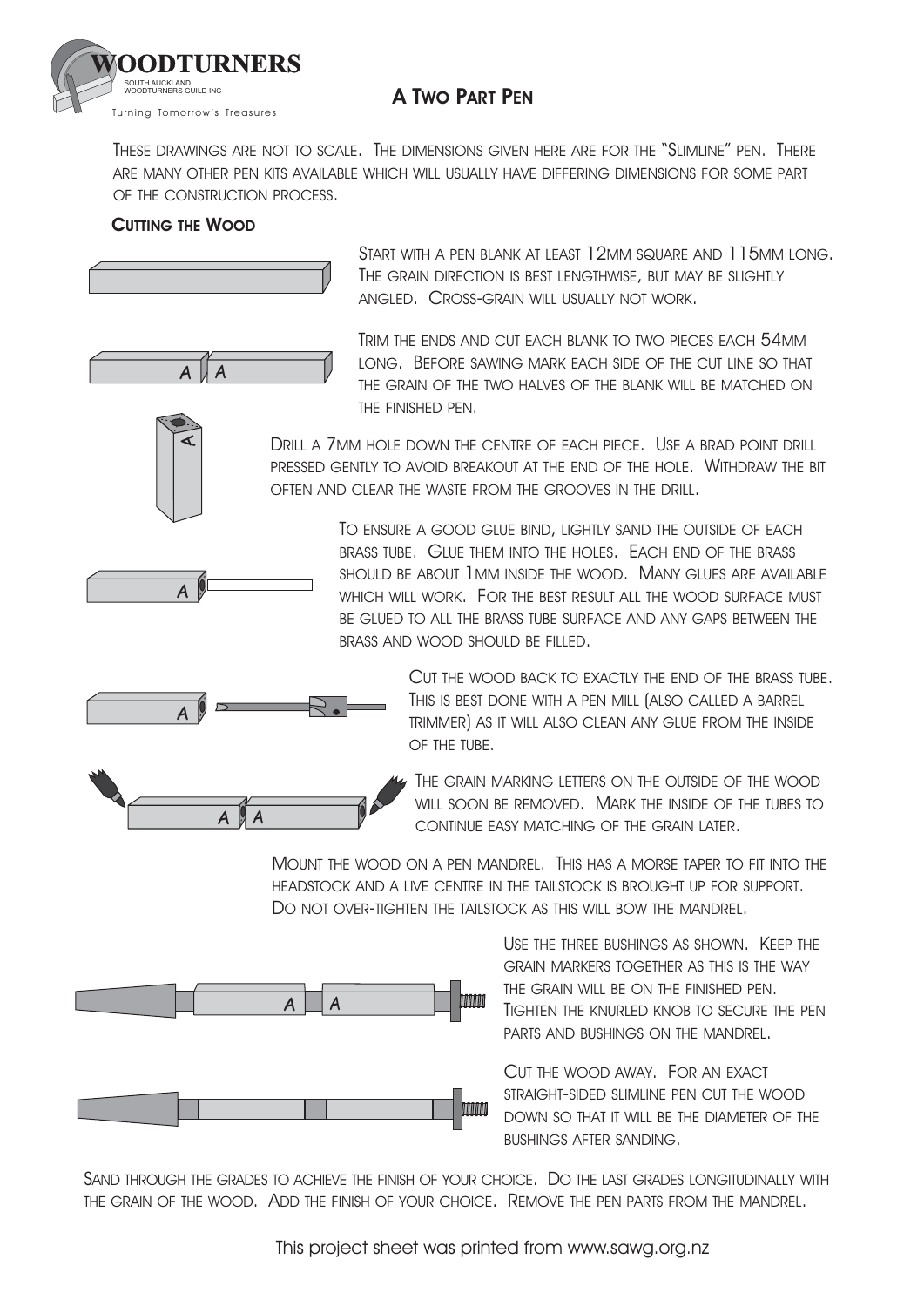# A Two Part Pen

These drawings are not to scale. The dimensions given here are for the "Slimline" pen. There are many other pen kits available which will usually have differing dimensions for some part of the construction process.

## Cutting the Wood

Start with a pen blank at least 12mm square and 115mm long. The grain direction is best lengthwise, but may be slightly angled. Cross-grain will usually not work.

Trim the ends and cut each blank to two pieces each 54mm long. Before sawing mark each side of the cut line so that the grain of the two halves of the blank will be matched on the finished pen.

Drill a 7mm hole down the centre of each piece. Use a brad point drill pressed gently to avoid breakout at the end of the hole. Withdraw the bit often and clear the waste from the grooves in the drill.

To ensure a good glue bind, lightly sand the outside of each brass tube. Glue them into the holes. Each end of the brass should be about 1mm inside the wood. Many glues are available which will work. For the best result all the wood surface must be glued to all the brass tube surface and any gaps between the brass and wood should be filled.

Cut the wood back to exactly the end of the brass tube. This is best done with a pen mill (also called a barrel trimmer) as it will also clean any glue from the inside of the tube.

The grain marking letters on the outside of the wood will soon be removed. Mark the inside of the tubes to continue easy matching of the grain later.

Mount the wood on a pen mandrel. This has a morse taper to fit into the headstock and a live centre in the tailstock is brought up for support. Do not over-tighten the tailstock as this will bow the mandrel.

Use the three bushings as shown. Keep the grain markers together as this is the way the grain will be on the finished pen. Tighten the knurled knob to secure the pen parts and bushings on the mandrel.

Cut the wood away. For an exact straight-sided slimline pen cut the wood down so that it will be the diameter of the bushings after sanding.

Sand through the grades to achieve the finish of your choice. Do the last grades longitudinally with the grain of the wood. Add the finish of your choice. Remove the pen parts from the mandrel.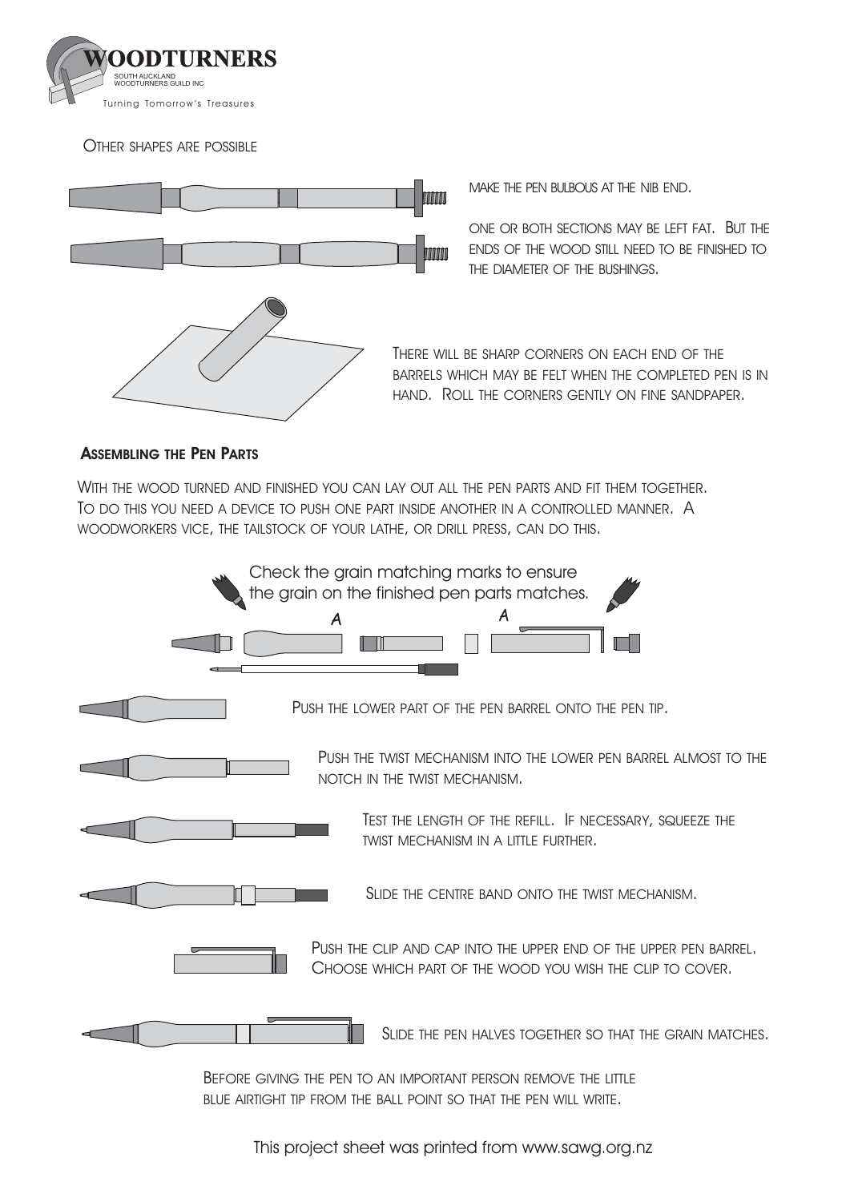OTHER SHAPES ARE POSSIBLE

MAKE THE PEN BULBOUS AT THE NIB END.

ONE OR BOTH SECTIONS MAY BE LEFT FAT. BUT THE ENDS OF THE WOOD STILL NEED TO BE FINISHED TO THE DIAMETER OF THE BUSHINGS.

THERE WILL BE SHARP CORNERS ON EACH END OF THE BARRELS WHICH MAY BE FELT WHEN THE COMPLETED PEN IS IN HAND. ROLL THE CORNERS GENTLY ON FINE SANDPAPER.

## ASSEMBLING THE PEN PARTS

WITH THE WOOD TURNED AND FINISHED YOU CAN LAY OUT ALL THE PEN PARTS AND FIT THEM TOGETHER. TO DO THIS YOU NEED A DEVICE TO PUSH ONE PART INSIDE ANOTHER IN A CONTROLLED MANNER. A WOODWORKERS VICE, THE TAILSTOCK OF YOUR LATHE, OR DRILL PRESS, CAN DO THIS.

Check the grain matching marks to ensure the grain on the finished pen parts matches.

A

A

PUSH THE LOWER PART OF THE PEN BARREL ONTO THE PEN TIP.

PUSH THE TWIST MECHANISM INTO THE LOWER PEN BARREL ALMOST TO THE NOTCH IN THE TWIST MECHANISM.

TEST THE LENGTH OF THE REFILL. IF NECESSARY, SQUEEZE THE TWIST MECHANISM IN A LITTLE FURTHER.

SLIDE THE CENTRE BAND ONTO THE TWIST MECHANISM.

PUSH THE CLIP AND CAP INTO THE UPPER END OF THE UPPER PEN BARREL. CHOOSE WHICH PART OF THE WOOD YOU WISH THE CLIP TO COVER.

SLIDE THE PEN HALVES TOGETHER SO THAT THE GRAIN MATCHES.

BEFORE GIVING THE PEN TO AN IMPORTANT PERSON REMOVE THE LITTLE BLUE AIRTIGHT TIP FROM THE BALL POINT SO THAT THE PEN WILL WRITE.

This project sheet was printed from www.sawg.org.nz